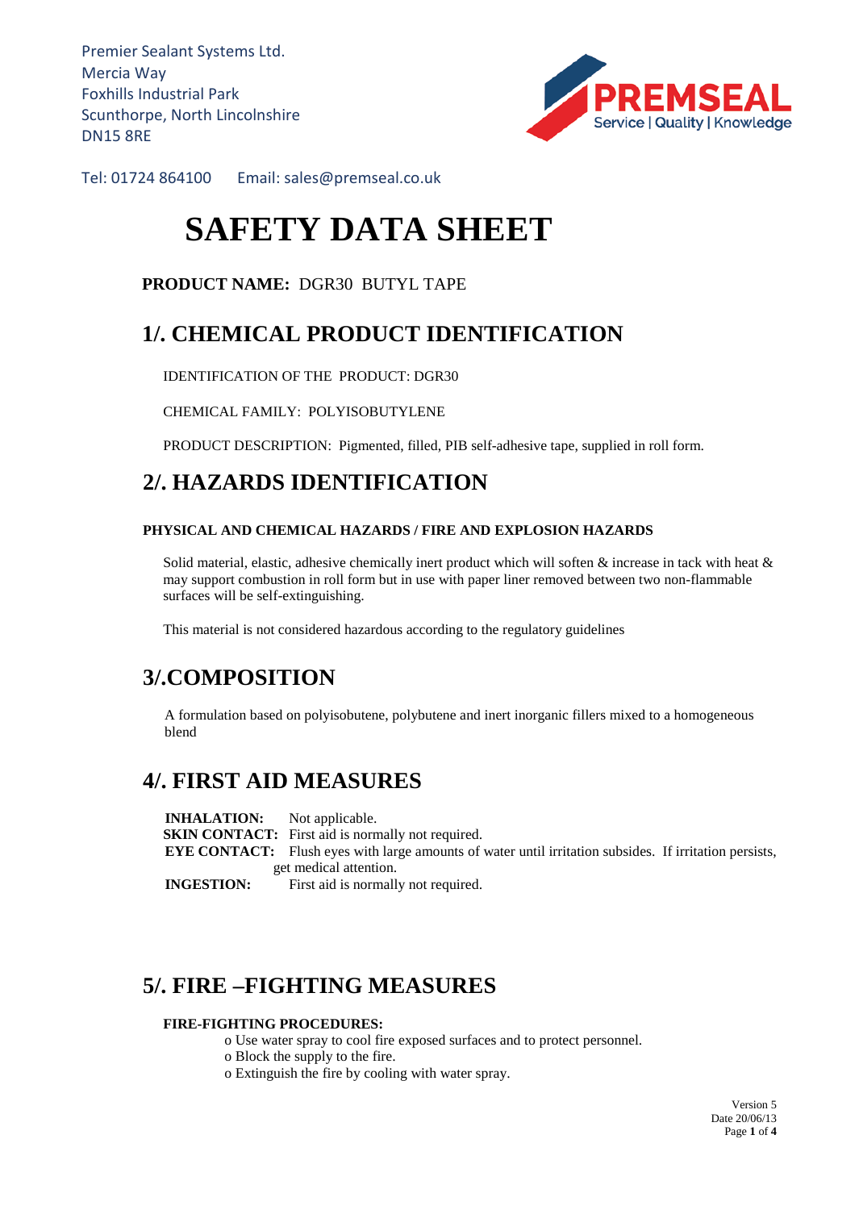Premier Sealant Systems Ltd.
Mercia Way
Foxhills Industrial Park
Scunthorpe, North Lincolnshire
DN15 8RE

PREMSEAL
Service | Quality | Knowledge

Tel: 01724 864100 Email: sales@premseal.co.uk

# SAFETY DATA SHEET

**PRODUCT NAME:** DGR30 BUTYL TAPE

## 1/. CHEMICAL PRODUCT IDENTIFICATION

IDENTIFICATION OF THE PRODUCT: DGR30

CHEMICAL FAMILY: POLYISOBUTYLENE

PRODUCT DESCRIPTION: Pigmented, filled, PIB self-adhesive tape, supplied in roll form.

## 2/. HAZARDS IDENTIFICATION

**PHYSICAL AND CHEMICAL HAZARDS / FIRE AND EXPLOSION HAZARDS**

Solid material, elastic, adhesive chemically inert product which will soften & increase in tack with heat & may support combustion in roll form but in use with paper liner removed between two non-flammable surfaces will be self-extinguishing.

This material is not considered hazardous according to the regulatory guidelines

## 3/.COMPOSITION

A formulation based on polyisobutene, polybutene and inert inorganic fillers mixed to a homogeneous blend

## 4/. FIRST AID MEASURES

**INHALATION:** Not applicable.
**SKIN CONTACT:** First aid is normally not required.
**EYE CONTACT:** Flush eyes with large amounts of water until irritation subsides. If irritation persists, get medical attention.
**INGESTION:** First aid is normally not required.

## 5/. FIRE –FIGHTING MEASURES

**FIRE-FIGHTING PROCEDURES:**

- Use water spray to cool fire exposed surfaces and to protect personnel.
- Block the supply to the fire.
- Extinguish the fire by cooling with water spray.

Version 5
Date 20/06/13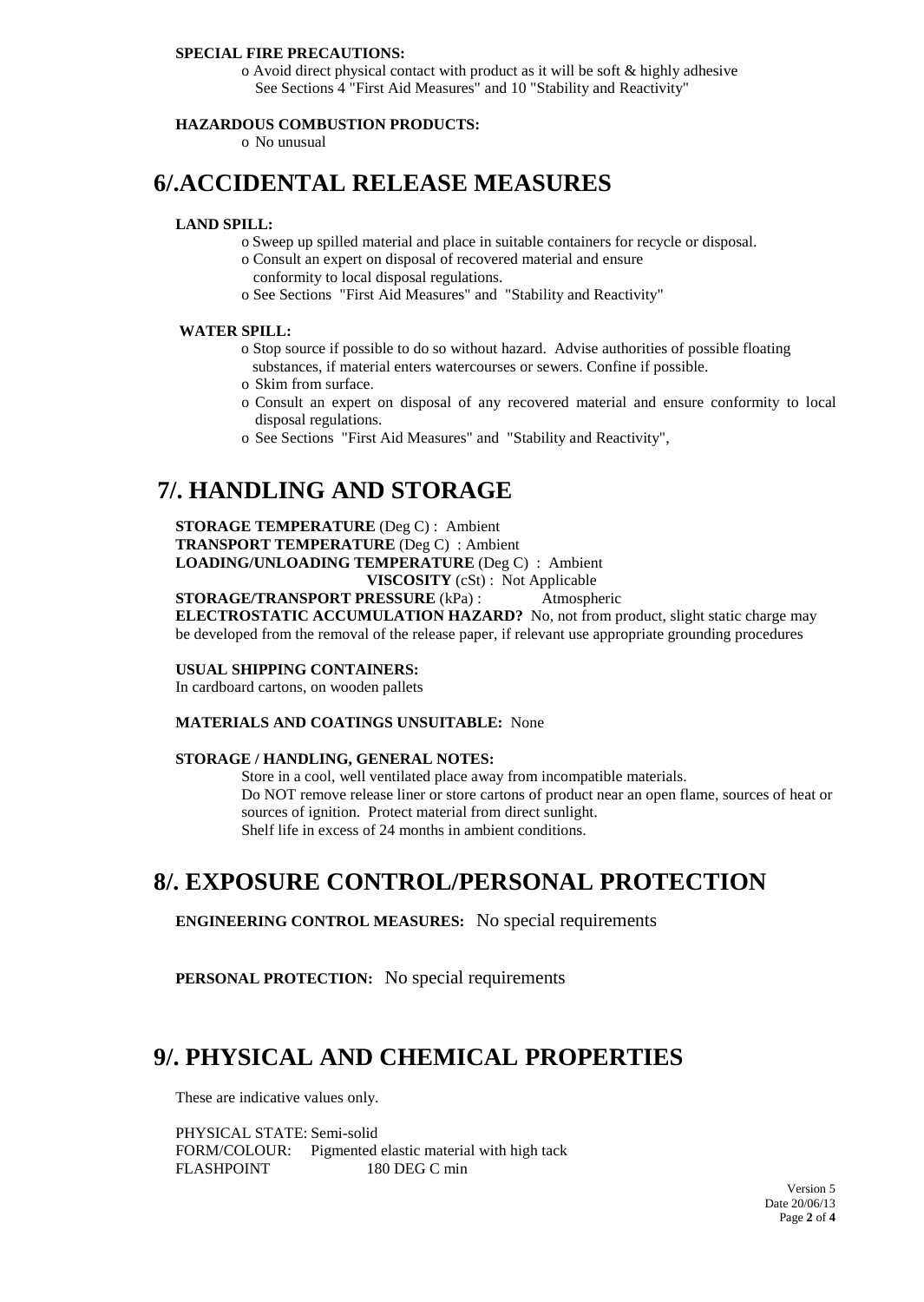**SPECIAL FIRE PRECAUTIONS:**

- Avoid direct physical contact with product as it will be soft & highly adhesive See Sections 4 "First Aid Measures" and 10 "Stability and Reactivity"

**HAZARDOUS COMBUSTION PRODUCTS:**

- No unusual

# 6/.ACCIDENTAL RELEASE MEASURES

**LAND SPILL:**

- Sweep up spilled material and place in suitable containers for recycle or disposal.
- Consult an expert on disposal of recovered material and ensure conformity to local disposal regulations.
- See Sections "First Aid Measures" and "Stability and Reactivity"

**WATER SPILL:**

- Stop source if possible to do so without hazard. Advise authorities of possible floating substances, if material enters watercourses or sewers. Confine if possible.
- Skim from surface.
- Consult an expert on disposal of any recovered material and ensure conformity to local disposal regulations.
- See Sections "First Aid Measures" and "Stability and Reactivity",

# 7/. HANDLING AND STORAGE

**STORAGE TEMPERATURE** (Deg C) : Ambient
**TRANSPORT TEMPERATURE** (Deg C) : Ambient
**LOADING/UNLOADING TEMPERATURE** (Deg C) : Ambient
**VISCOSITY** (cSt) : Not Applicable
**STORAGE/TRANSPORT PRESSURE** (kPa) : Atmospheric
**ELECTROSTATIC ACCUMULATION HAZARD?** No, not from product, slight static charge may be developed from the removal of the release paper, if relevant use appropriate grounding procedures

**USUAL SHIPPING CONTAINERS:**
In cardboard cartons, on wooden pallets

**MATERIALS AND COATINGS UNSUITABLE:** None

**STORAGE / HANDLING, GENERAL NOTES:**

Store in a cool, well ventilated place away from incompatible materials.
Do NOT remove release liner or store cartons of product near an open flame, sources of heat or sources of ignition. Protect material from direct sunlight.
Shelf life in excess of 24 months in ambient conditions.

# 8/. EXPOSURE CONTROL/PERSONAL PROTECTION

**ENGINEERING CONTROL MEASURES:** No special requirements

**PERSONAL PROTECTION:** No special requirements

# 9/. PHYSICAL AND CHEMICAL PROPERTIES

These are indicative values only.

PHYSICAL STATE: Semi-solid
FORM/COLOUR: Pigmented elastic material with high tack
FLASHPOINT 180 DEG C min

Version 5
Date 20/06/13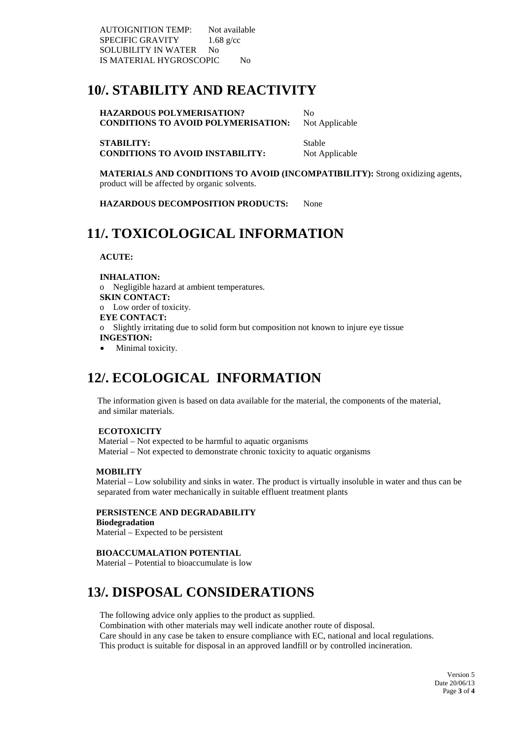AUTOIGNITION TEMP: Not available
SPECIFIC GRAVITY 1.68 g/cc
SOLUBILITY IN WATER No
IS MATERIAL HYGROSCOPIC No

# 10/. STABILITY AND REACTIVITY

**HAZARDOUS POLYMERISATION?** No
**CONDITIONS TO AVOID POLYMERISATION:** Not Applicable

**STABILITY:** Stable
**CONDITIONS TO AVOID INSTABILITY:** Not Applicable

**MATERIALS AND CONDITIONS TO AVOID (INCOMPATIBILITY):** Strong oxidizing agents, product will be affected by organic solvents.

**HAZARDOUS DECOMPOSITION PRODUCTS:** None

# 11/. TOXICOLOGICAL INFORMATION

**ACUTE:**

**INHALATION:**
- Negligible hazard at ambient temperatures.

**SKIN CONTACT:**
- Low order of toxicity.

**EYE CONTACT:**
- Slightly irritating due to solid form but composition not known to injure eye tissue

**INGESTION:**
- Minimal toxicity.

# 12/. ECOLOGICAL INFORMATION

The information given is based on data available for the material, the components of the material, and similar materials.

**ECOTOXICITY**
Material – Not expected to be harmful to aquatic organisms
Material – Not expected to demonstrate chronic toxicity to aquatic organisms

**MOBILITY**
Material – Low solubility and sinks in water. The product is virtually insoluble in water and thus can be separated from water mechanically in suitable effluent treatment plants

**PERSISTENCE AND DEGRADABILITY**
**Biodegradation**
Material – Expected to be persistent

**BIOACCUMALATION POTENTIAL**
Material – Potential to bioaccumulate is low

# 13/. DISPOSAL CONSIDERATIONS

The following advice only applies to the product as supplied.
Combination with other materials may well indicate another route of disposal.
Care should in any case be taken to ensure compliance with EC, national and local regulations.
This product is suitable for disposal in an approved landfill or by controlled incineration.

Version 5
Date 20/06/13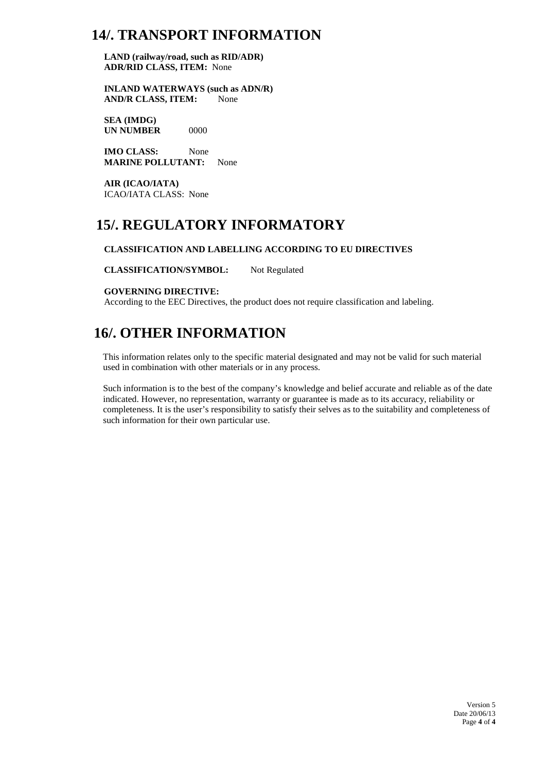# 14/. TRANSPORT INFORMATION

**LAND (railway/road, such as RID/ADR)**
**ADR/RID CLASS, ITEM:** None

**INLAND WATERWAYS (such as ADN/R)**
**AND/R CLASS, ITEM:** None

**SEA (IMDG)**
**UN NUMBER** 0000

**IMO CLASS:** None
**MARINE POLLUTANT:** None

**AIR (ICAO/IATA)**
ICAO/IATA CLASS: None

# 15/. REGULATORY INFORMATORY

**CLASSIFICATION AND LABELLING ACCORDING TO EU DIRECTIVES**

**CLASSIFICATION/SYMBOL:** Not Regulated

**GOVERNING DIRECTIVE:**
According to the EEC Directives, the product does not require classification and labeling.

# 16/. OTHER INFORMATION

This information relates only to the specific material designated and may not be valid for such material used in combination with other materials or in any process.

Such information is to the best of the company's knowledge and belief accurate and reliable as of the date indicated. However, no representation, warranty or guarantee is made as to its accuracy, reliability or completeness. It is the user's responsibility to satisfy their selves as to the suitability and completeness of such information for their own particular use.

Version 5
Date 20/06/13